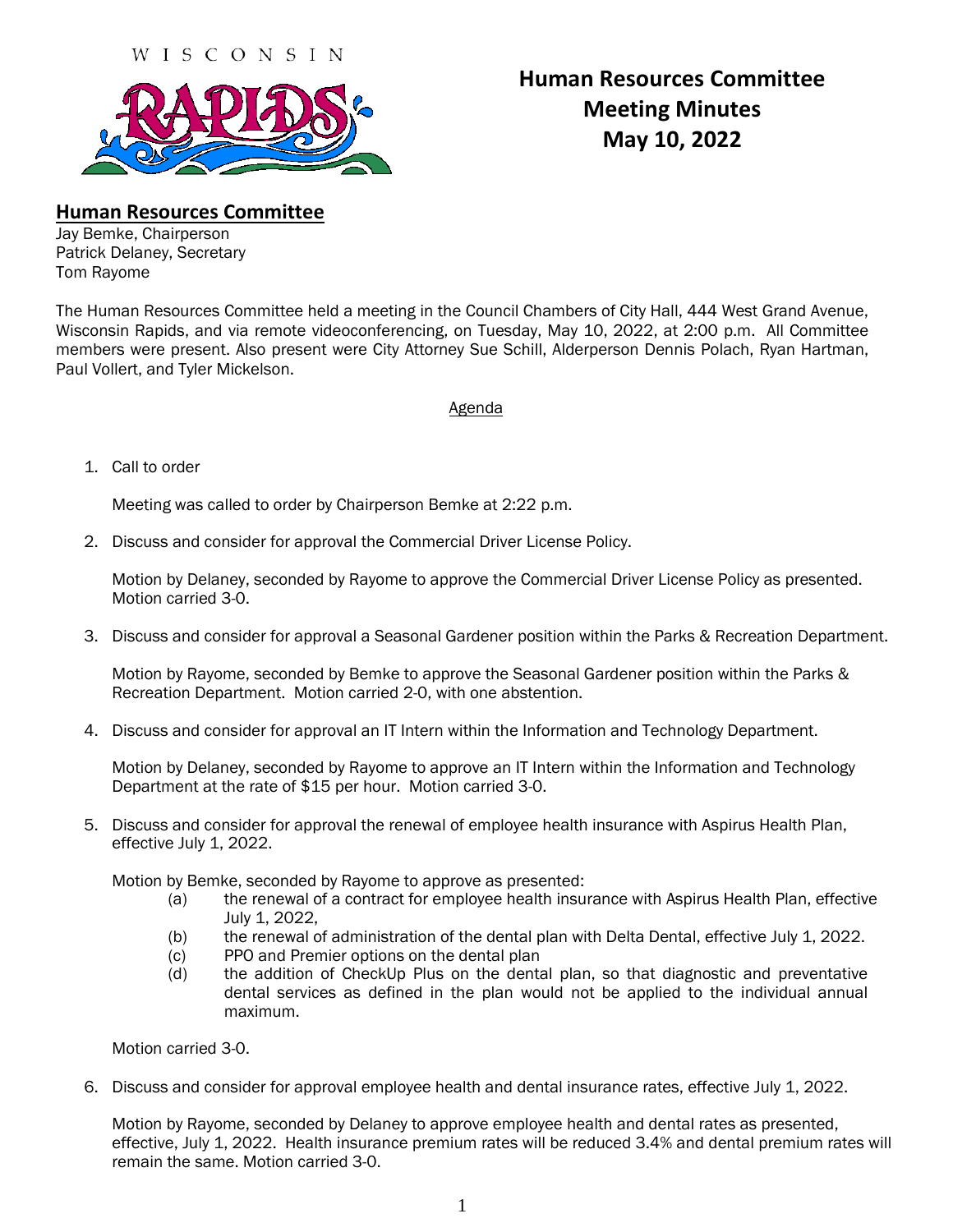WISCONSIN RAPIDS

# Human Resources Committee Meeting Minutes May 10, 2022

## Human Resources Committee

Jay Bemke, Chairperson
Patrick Delaney, Secretary
Tom Rayome

The Human Resources Committee held a meeting in the Council Chambers of City Hall, 444 West Grand Avenue, Wisconsin Rapids, and via remote videoconferencing, on Tuesday, May 10, 2022, at 2:00 p.m. All Committee members were present. Also present were City Attorney Sue Schill, Alderperson Dennis Polach, Ryan Hartman, Paul Vollert, and Tyler Mickelson.

Agenda

1. Call to order

   Meeting was called to order by Chairperson Bemke at 2:22 p.m.

2. Discuss and consider for approval the Commercial Driver License Policy.

   Motion by Delaney, seconded by Rayome to approve the Commercial Driver License Policy as presented. Motion carried 3-0.

3. Discuss and consider for approval a Seasonal Gardener position within the Parks & Recreation Department.

   Motion by Rayome, seconded by Bemke to approve the Seasonal Gardener position within the Parks & Recreation Department. Motion carried 2-0, with one abstention.

4. Discuss and consider for approval an IT Intern within the Information and Technology Department.

   Motion by Delaney, seconded by Rayome to approve an IT Intern within the Information and Technology Department at the rate of $15 per hour. Motion carried 3-0.

5. Discuss and consider for approval the renewal of employee health insurance with Aspirus Health Plan, effective July 1, 2022.

   Motion by Bemke, seconded by Rayome to approve as presented:
   - (a) the renewal of a contract for employee health insurance with Aspirus Health Plan, effective July 1, 2022,
   - (b) the renewal of administration of the dental plan with Delta Dental, effective July 1, 2022.
   - (c) PPO and Premier options on the dental plan
   - (d) the addition of CheckUp Plus on the dental plan, so that diagnostic and preventative dental services as defined in the plan would not be applied to the individual annual maximum.

   Motion carried 3-0.

6. Discuss and consider for approval employee health and dental insurance rates, effective July 1, 2022.

   Motion by Rayome, seconded by Delaney to approve employee health and dental rates as presented, effective, July 1, 2022. Health insurance premium rates will be reduced 3.4% and dental premium rates will remain the same. Motion carried 3-0.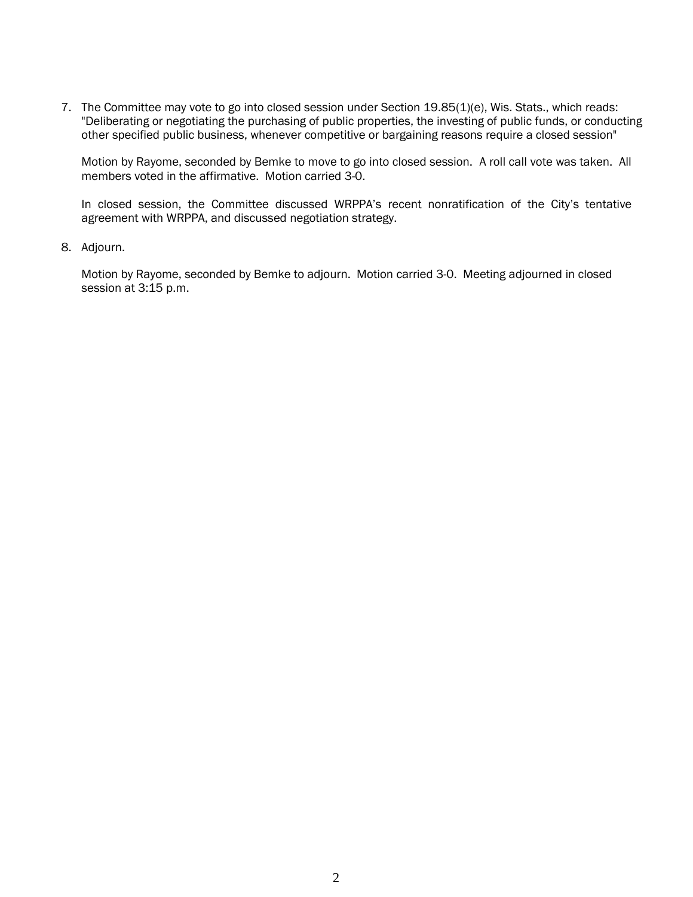7. The Committee may vote to go into closed session under Section 19.85(1)(e), Wis. Stats., which reads: "Deliberating or negotiating the purchasing of public properties, the investing of public funds, or conducting other specified public business, whenever competitive or bargaining reasons require a closed session"

   Motion by Rayome, seconded by Bemke to move to go into closed session. A roll call vote was taken. All members voted in the affirmative. Motion carried 3-0.

   In closed session, the Committee discussed WRPPA's recent nonratification of the City's tentative agreement with WRPPA, and discussed negotiation strategy.

8. Adjourn.

   Motion by Rayome, seconded by Bemke to adjourn. Motion carried 3-0. Meeting adjourned in closed session at 3:15 p.m.